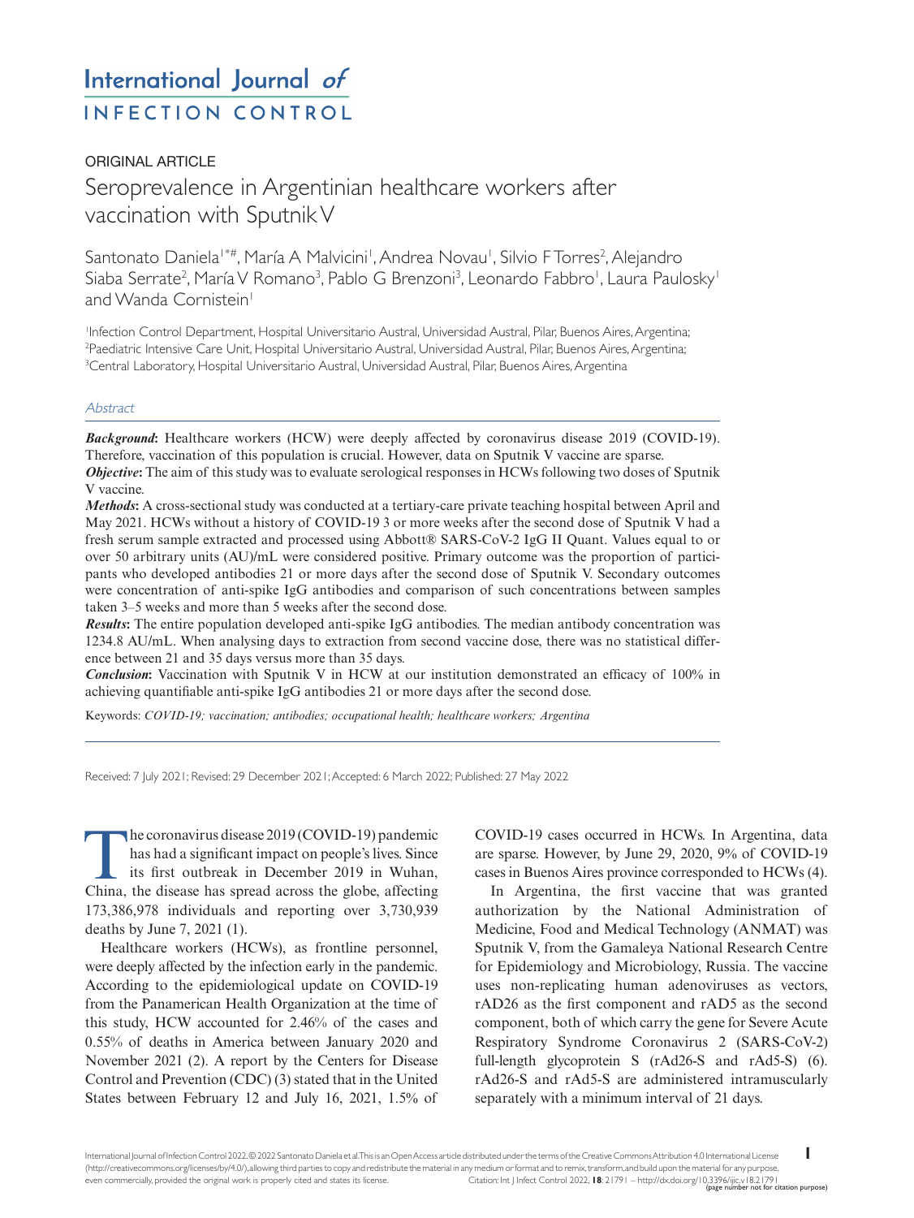ORIGINAL ARTICLE

# Seroprevalence in Argentinian healthcare workers after vaccination with Sputnik V

Santonato Daniela[1*#], María A Malvicini[1], Andrea Novau[1], Silvio F Torres[2], Alejandro Siaba Serrate[2], María V Romano[3], Pablo G Brenzoni[3], Leonardo Fabbro[1], Laura Paulosky[1] and Wanda Cornistein[1]

[1]Infection Control Department, Hospital Universitario Austral, Universidad Austral, Pilar, Buenos Aires, Argentina; [2]Paediatric Intensive Care Unit, Hospital Universitario Austral, Universidad Austral, Pilar, Buenos Aires, Argentina; [3]Central Laboratory, Hospital Universitario Austral, Universidad Austral, Pilar, Buenos Aires, Argentina

## Abstract

***Background*:** Healthcare workers (HCW) were deeply affected by coronavirus disease 2019 (COVID-19). Therefore, vaccination of this population is crucial. However, data on Sputnik V vaccine are sparse.

***Objective*:** The aim of this study was to evaluate serological responses in HCWs following two doses of Sputnik V vaccine.

***Methods*:** A cross-sectional study was conducted at a tertiary-care private teaching hospital between April and May 2021. HCWs without a history of COVID-19 3 or more weeks after the second dose of Sputnik V had a fresh serum sample extracted and processed using Abbott® SARS-CoV-2 IgG II Quant. Values equal to or over 50 arbitrary units (AU)/mL were considered positive. Primary outcome was the proportion of participants who developed antibodies 21 or more days after the second dose of Sputnik V. Secondary outcomes were concentration of anti-spike IgG antibodies and comparison of such concentrations between samples taken 3–5 weeks and more than 5 weeks after the second dose.

***Results*:** The entire population developed anti-spike IgG antibodies. The median antibody concentration was 1234.8 AU/mL. When analysing days to extraction from second vaccine dose, there was no statistical difference between 21 and 35 days versus more than 35 days.

***Conclusion*:** Vaccination with Sputnik V in HCW at our institution demonstrated an efficacy of 100% in achieving quantifiable anti-spike IgG antibodies 21 or more days after the second dose.

Keywords: *COVID-19; vaccination; antibodies; occupational health; healthcare workers; Argentina*

Received: 7 July 2021; Revised: 29 December 2021; Accepted: 6 March 2022; Published: 27 May 2022

The coronavirus disease 2019 (COVID-19) pandemic has had a significant impact on people's lives. Since its first outbreak in December 2019 in Wuhan, China, the disease has spread across the globe, affecting 173,386,978 individuals and reporting over 3,730,939 deaths by June 7, 2021 (1).

Healthcare workers (HCWs), as frontline personnel, were deeply affected by the infection early in the pandemic. According to the epidemiological update on COVID-19 from the Panamerican Health Organization at the time of this study, HCW accounted for 2.46% of the cases and 0.55% of deaths in America between January 2020 and November 2021 (2). A report by the Centers for Disease Control and Prevention (CDC) (3) stated that in the United States between February 12 and July 16, 2021, 1.5% of COVID-19 cases occurred in HCWs. In Argentina, data are sparse. However, by June 29, 2020, 9% of COVID-19 cases in Buenos Aires province corresponded to HCWs (4).

In Argentina, the first vaccine that was granted authorization by the National Administration of Medicine, Food and Medical Technology (ANMAT) was Sputnik V, from the Gamaleya National Research Centre for Epidemiology and Microbiology, Russia. The vaccine uses non-replicating human adenoviruses as vectors, rAd26 as the first component and rAD5 as the second component, both of which carry the gene for Severe Acute Respiratory Syndrome Coronavirus 2 (SARS-CoV-2) full-length glycoprotein S (rAd26-S and rAd5-S) (6). rAd26-S and rAd5-S are administered intramuscularly separately with a minimum interval of 21 days.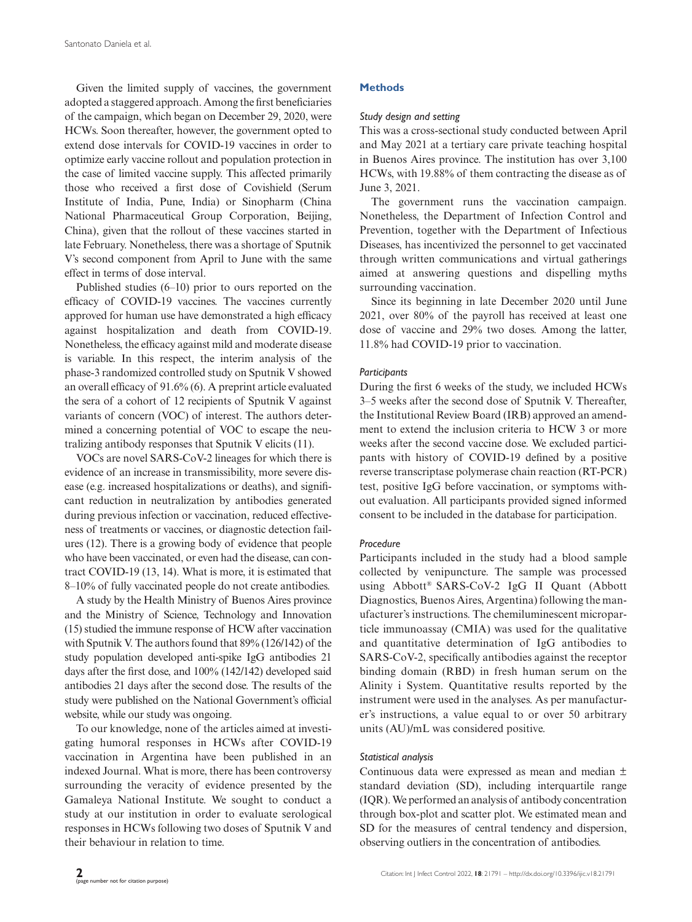Given the limited supply of vaccines, the government adopted a staggered approach. Among the first beneficiaries of the campaign, which began on December 29, 2020, were HCWs. Soon thereafter, however, the government opted to extend dose intervals for COVID-19 vaccines in order to optimize early vaccine rollout and population protection in the case of limited vaccine supply. This affected primarily those who received a first dose of Covishield (Serum Institute of India, Pune, India) or Sinopharm (China National Pharmaceutical Group Corporation, Beijing, China), given that the rollout of these vaccines started in late February. Nonetheless, there was a shortage of Sputnik V's second component from April to June with the same effect in terms of dose interval.

Published studies (6–10) prior to ours reported on the efficacy of COVID-19 vaccines. The vaccines currently approved for human use have demonstrated a high efficacy against hospitalization and death from COVID-19. Nonetheless, the efficacy against mild and moderate disease is variable. In this respect, the interim analysis of the phase-3 randomized controlled study on Sputnik V showed an overall efficacy of 91.6% (6). A preprint article evaluated the sera of a cohort of 12 recipients of Sputnik V against variants of concern (VOC) of interest. The authors determined a concerning potential of VOC to escape the neutralizing antibody responses that Sputnik V elicits (11).

VOCs are novel SARS-CoV-2 lineages for which there is evidence of an increase in transmissibility, more severe disease (e.g. increased hospitalizations or deaths), and significant reduction in neutralization by antibodies generated during previous infection or vaccination, reduced effectiveness of treatments or vaccines, or diagnostic detection failures (12). There is a growing body of evidence that people who have been vaccinated, or even had the disease, can contract COVID-19 (13, 14). What is more, it is estimated that 8–10% of fully vaccinated people do not create antibodies.

A study by the Health Ministry of Buenos Aires province and the Ministry of Science, Technology and Innovation (15) studied the immune response of HCW after vaccination with Sputnik V. The authors found that 89% (126/142) of the study population developed anti-spike IgG antibodies 21 days after the first dose, and 100% (142/142) developed said antibodies 21 days after the second dose. The results of the study were published on the National Government's official website, while our study was ongoing.

To our knowledge, none of the articles aimed at investigating humoral responses in HCWs after COVID-19 vaccination in Argentina have been published in an indexed Journal. What is more, there has been controversy surrounding the veracity of evidence presented by the Gamaleya National Institute. We sought to conduct a study at our institution in order to evaluate serological responses in HCWs following two doses of Sputnik V and their behaviour in relation to time.

## Methods

### *Study design and setting*

This was a cross-sectional study conducted between April and May 2021 at a tertiary care private teaching hospital in Buenos Aires province. The institution has over 3,100 HCWs, with 19.88% of them contracting the disease as of June 3, 2021.

The government runs the vaccination campaign. Nonetheless, the Department of Infection Control and Prevention, together with the Department of Infectious Diseases, has incentivized the personnel to get vaccinated through written communications and virtual gatherings aimed at answering questions and dispelling myths surrounding vaccination.

Since its beginning in late December 2020 until June 2021, over 80% of the payroll has received at least one dose of vaccine and 29% two doses. Among the latter, 11.8% had COVID-19 prior to vaccination.

### *Participants*

During the first 6 weeks of the study, we included HCWs 3–5 weeks after the second dose of Sputnik V. Thereafter, the Institutional Review Board (IRB) approved an amendment to extend the inclusion criteria to HCW 3 or more weeks after the second vaccine dose. We excluded participants with history of COVID-19 defined by a positive reverse transcriptase polymerase chain reaction (RT-PCR) test, positive IgG before vaccination, or symptoms without evaluation. All participants provided signed informed consent to be included in the database for participation.

### *Procedure*

Participants included in the study had a blood sample collected by venipuncture. The sample was processed using Abbott® SARS-CoV-2 IgG II Quant (Abbott Diagnostics, Buenos Aires, Argentina) following the manufacturer's instructions. The chemiluminescent microparticle immunoassay (CMIA) was used for the qualitative and quantitative determination of IgG antibodies to SARS-CoV-2, specifically antibodies against the receptor binding domain (RBD) in fresh human serum on the Alinity i System. Quantitative results reported by the instrument were used in the analyses. As per manufacturer's instructions, a value equal to or over 50 arbitrary units (AU)/mL was considered positive.

### *Statistical analysis*

Continuous data were expressed as mean and median ± standard deviation (SD), including interquartile range (IQR). We performed an analysis of antibody concentration through box-plot and scatter plot. We estimated mean and SD for the measures of central tendency and dispersion, observing outliers in the concentration of antibodies.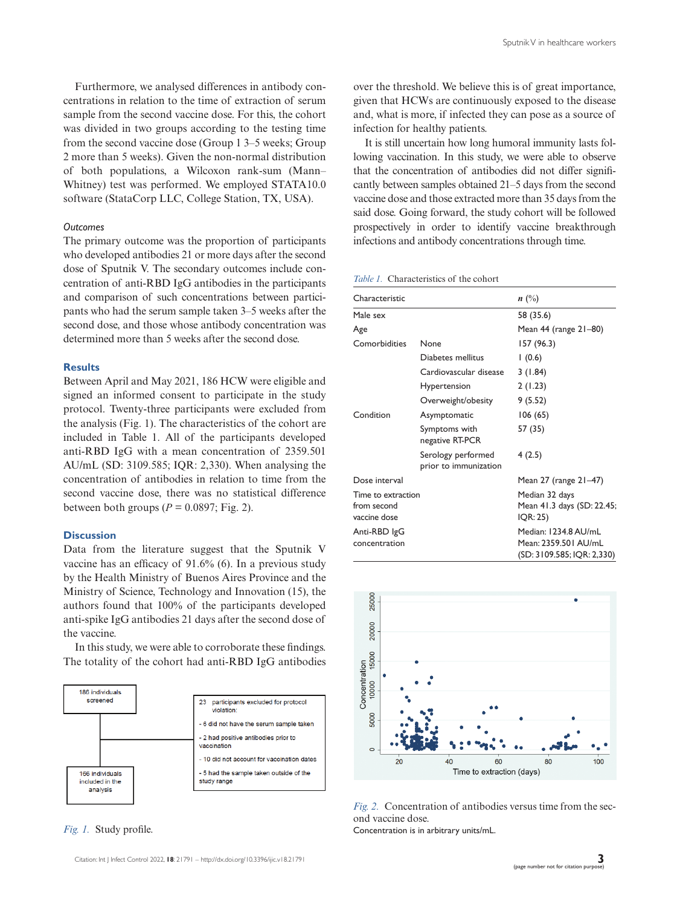Furthermore, we analysed differences in antibody concentrations in relation to the time of extraction of serum sample from the second vaccine dose. For this, the cohort was divided in two groups according to the testing time from the second vaccine dose (Group 1 3–5 weeks; Group 2 more than 5 weeks). Given the non-normal distribution of both populations, a Wilcoxon rank-sum (Mann–Whitney) test was performed. We employed STATA10.0 software (StataCorp LLC, College Station, TX, USA).

### *Outcomes*

The primary outcome was the proportion of participants who developed antibodies 21 or more days after the second dose of Sputnik V. The secondary outcomes include concentration of anti-RBD IgG antibodies in the participants and comparison of such concentrations between participants who had the serum sample taken 3–5 weeks after the second dose, and those whose antibody concentration was determined more than 5 weeks after the second dose.

## Results

Between April and May 2021, 186 HCW were eligible and signed an informed consent to participate in the study protocol. Twenty-three participants were excluded from the analysis (Fig. 1). The characteristics of the cohort are included in Table 1. All of the participants developed anti-RBD IgG with a mean concentration of 2359.501 AU/mL (SD: 3109.585; IQR: 2,330). When analysing the concentration of antibodies in relation to time from the second vaccine dose, there was no statistical difference between both groups ($P = 0.0897$; Fig. 2).

## Discussion

Data from the literature suggest that the Sputnik V vaccine has an efficacy of 91.6% (6). In a previous study by the Health Ministry of Buenos Aires Province and the Ministry of Science, Technology and Innovation (15), the authors found that 100% of the participants developed anti-spike IgG antibodies 21 days after the second dose of the vaccine.

In this study, we were able to corroborate these findings. The totality of the cohort had anti-RBD IgG antibodies over the threshold. We believe this is of great importance, given that HCWs are continuously exposed to the disease and, what is more, if infected they can pose as a source of infection for healthy patients.

It is still uncertain how long humoral immunity lasts following vaccination. In this study, we were able to observe that the concentration of antibodies did not differ significantly between samples obtained 21–5 days from the second vaccine dose and those extracted more than 35 days from the said dose. Going forward, the study cohort will be followed prospectively in order to identify vaccine breakthrough infections and antibody concentrations through time.

186 individuals screened → 23 participants excluded for protocol violation:
- 6 did not have the serum sample taken
- 2 had positive antibodies prior to vaccination
- 10 did not account for vaccination dates
- 5 had the sample taken outside of the study range

→ 166 individuals included in the analysis

*Fig. 1.* Study profile.

*Table 1.* Characteristics of the cohort

| Characteristic | | *n* (%) |
|---|---|---|
| Male sex | | 58 (35.6) |
| Age | | Mean 44 (range 21–80) |
| Comorbidities | None | 157 (96.3) |
| | Diabetes mellitus | 1 (0.6) |
| | Cardiovascular disease | 3 (1.84) |
| | Hypertension | 2 (1.23) |
| | Overweight/obesity | 9 (5.52) |
| Condition | Asymptomatic | 106 (65) |
| | Symptoms with negative RT-PCR | 57 (35) |
| | Serology performed prior to immunization | 4 (2.5) |
| Dose interval | | Mean 27 (range 21–47) |
| Time to extraction from second vaccine dose | | Median 32 days<br>Mean 41.3 days (SD: 22.45; IQR: 25) |
| Anti-RBD IgG concentration | | Median: 1234.8 AU/mL<br>Mean: 2359.501 AU/mL<br>(SD: 3109.585; IQR: 2,330) |

*Fig. 2.* Concentration of antibodies versus time from the second vaccine dose.
Concentration is in arbitrary units/mL.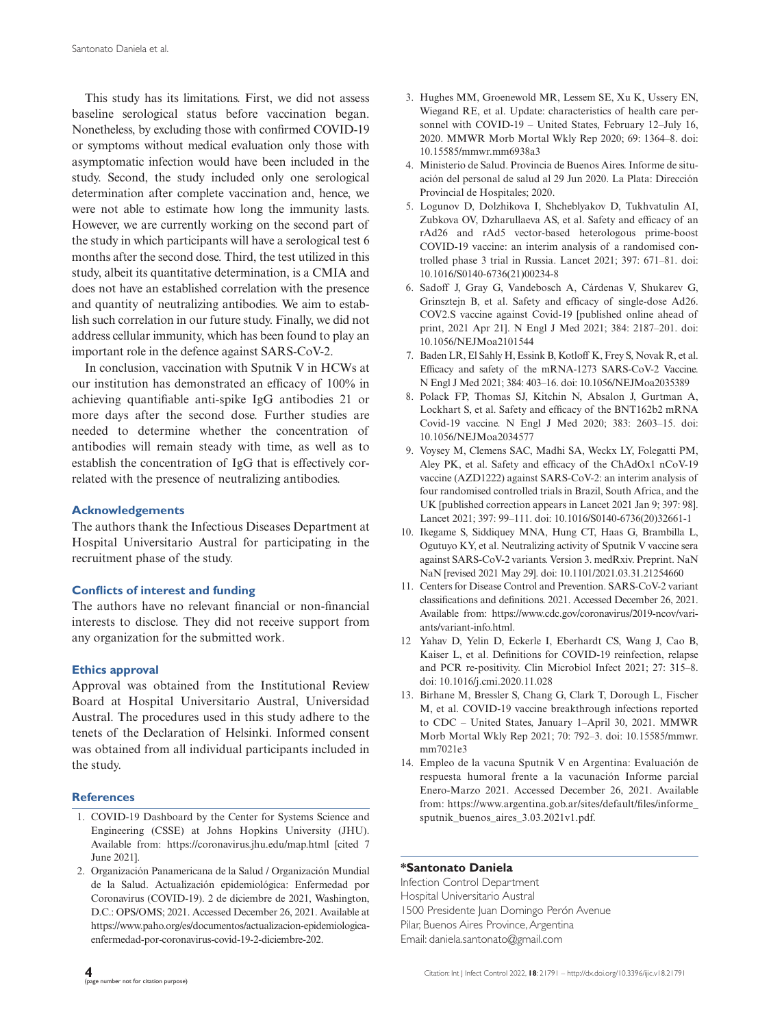This study has its limitations. First, we did not assess baseline serological status before vaccination began. Nonetheless, by excluding those with confirmed COVID-19 or symptoms without medical evaluation only those with asymptomatic infection would have been included in the study. Second, the study included only one serological determination after complete vaccination and, hence, we were not able to estimate how long the immunity lasts. However, we are currently working on the second part of the study in which participants will have a serological test 6 months after the second dose. Third, the test utilized in this study, albeit its quantitative determination, is a CMIA and does not have an established correlation with the presence and quantity of neutralizing antibodies. We aim to establish such correlation in our future study. Finally, we did not address cellular immunity, which has been found to play an important role in the defence against SARS-CoV-2.

In conclusion, vaccination with Sputnik V in HCWs at our institution has demonstrated an efficacy of 100% in achieving quantifiable anti-spike IgG antibodies 21 or more days after the second dose. Further studies are needed to determine whether the concentration of antibodies will remain steady with time, as well as to establish the concentration of IgG that is effectively correlated with the presence of neutralizing antibodies.

## Acknowledgements

The authors thank the Infectious Diseases Department at Hospital Universitario Austral for participating in the recruitment phase of the study.

## Conflicts of interest and funding

The authors have no relevant financial or non-financial interests to disclose. They did not receive support from any organization for the submitted work.

## Ethics approval

Approval was obtained from the Institutional Review Board at Hospital Universitario Austral, Universidad Austral. The procedures used in this study adhere to the tenets of the Declaration of Helsinki. Informed consent was obtained from all individual participants included in the study.

## References

1. COVID-19 Dashboard by the Center for Systems Science and Engineering (CSSE) at Johns Hopkins University (JHU). Available from: https://coronavirus.jhu.edu/map.html [cited 7 June 2021].
2. Organización Panamericana de la Salud / Organización Mundial de la Salud. Actualización epidemiológica: Enfermedad por Coronavirus (COVID-19). 2 de diciembre de 2021, Washington, D.C.: OPS/OMS; 2021. Accessed December 26, 2021. Available at https://www.paho.org/es/documentos/actualizacion-epidemiologica-enfermedad-por-coronavirus-covid-19-2-diciembre-202.
3. Hughes MM, Groenewold MR, Lessem SE, Xu K, Ussery EN, Wiegand RE, et al. Update: characteristics of health care personnel with COVID-19 – United States, February 12–July 16, 2020. MMWR Morb Mortal Wkly Rep 2020; 69: 1364–8. doi: 10.15585/mmwr.mm6938a3
4. Ministerio de Salud. Provincia de Buenos Aires. Informe de situación del personal de salud al 29 Jun 2020. La Plata: Dirección Provincial de Hospitales; 2020.
5. Logunov D, Dolzhikova I, Shcheblyakov D, Tukhvatulin AI, Zubkova OV, Dzharullaeva AS, et al. Safety and efficacy of an rAd26 and rAd5 vector-based heterologous prime-boost COVID-19 vaccine: an interim analysis of a randomised controlled phase 3 trial in Russia. Lancet 2021; 397: 671–81. doi: 10.1016/S0140-6736(21)00234-8
6. Sadoff J, Gray G, Vandebosch A, Cárdenas V, Shukarev G, Grinsztejn B, et al. Safety and efficacy of single-dose Ad26.COV2.S vaccine against Covid-19 [published online ahead of print, 2021 Apr 21]. N Engl J Med 2021; 384: 2187–201. doi: 10.1056/NEJMoa2101544
7. Baden LR, El Sahly H, Essink B, Kotloff K, Frey S, Novak R, et al. Efficacy and safety of the mRNA-1273 SARS-CoV-2 Vaccine. N Engl J Med 2021; 384: 403–16. doi: 10.1056/NEJMoa2035389
8. Polack FP, Thomas SJ, Kitchin N, Absalon J, Gurtman A, Lockhart S, et al. Safety and efficacy of the BNT162b2 mRNA Covid-19 vaccine. N Engl J Med 2020; 383: 2603–15. doi: 10.1056/NEJMoa2034577
9. Voysey M, Clemens SAC, Madhi SA, Weckx LY, Folegatti PM, Aley PK, et al. Safety and efficacy of the ChAdOx1 nCoV-19 vaccine (AZD1222) against SARS-CoV-2: an interim analysis of four randomised controlled trials in Brazil, South Africa, and the UK [published correction appears in Lancet 2021 Jan 9; 397: 98]. Lancet 2021; 397: 99–111. doi: 10.1016/S0140-6736(20)32661-1
10. Ikegame S, Siddiquey MNA, Hung CT, Haas G, Brambilla L, Ogutuyo KY, et al. Neutralizing activity of Sputnik V vaccine sera against SARS-CoV-2 variants. Version 3. medRxiv. Preprint. NaN NaN [revised 2021 May 29]. doi: 10.1101/2021.03.31.21254660
11. Centers for Disease Control and Prevention. SARS-CoV-2 variant classifications and definitions. 2021. Accessed December 26, 2021. Available from: https://www.cdc.gov/coronavirus/2019-ncov/variants/variant-info.html.
12. Yahav D, Yelin D, Eckerle I, Eberhardt CS, Wang J, Cao B, Kaiser L, et al. Definitions for COVID-19 reinfection, relapse and PCR re-positivity. Clin Microbiol Infect 2021; 27: 315–8. doi: 10.1016/j.cmi.2020.11.028
13. Birhane M, Bressler S, Chang G, Clark T, Dorough L, Fischer M, et al. COVID-19 vaccine breakthrough infections reported to CDC – United States, January 1–April 30, 2021. MMWR Morb Mortal Wkly Rep 2021; 70: 792–3. doi: 10.15585/mmwr.mm7021e3
14. Empleo de la vacuna Sputnik V en Argentina: Evaluación de respuesta humoral frente a la vacunación Informe parcial Enero-Marzo 2021. Accessed December 26, 2021. Available from: https://www.argentina.gob.ar/sites/default/files/informe_sputnik_buenos_aires_3.03.2021v1.pdf.

**\*Santonato Daniela**
Infection Control Department
Hospital Universitario Austral
1500 Presidente Juan Domingo Perón Avenue
Pilar, Buenos Aires Province, Argentina
Email: daniela.santonato@gmail.com